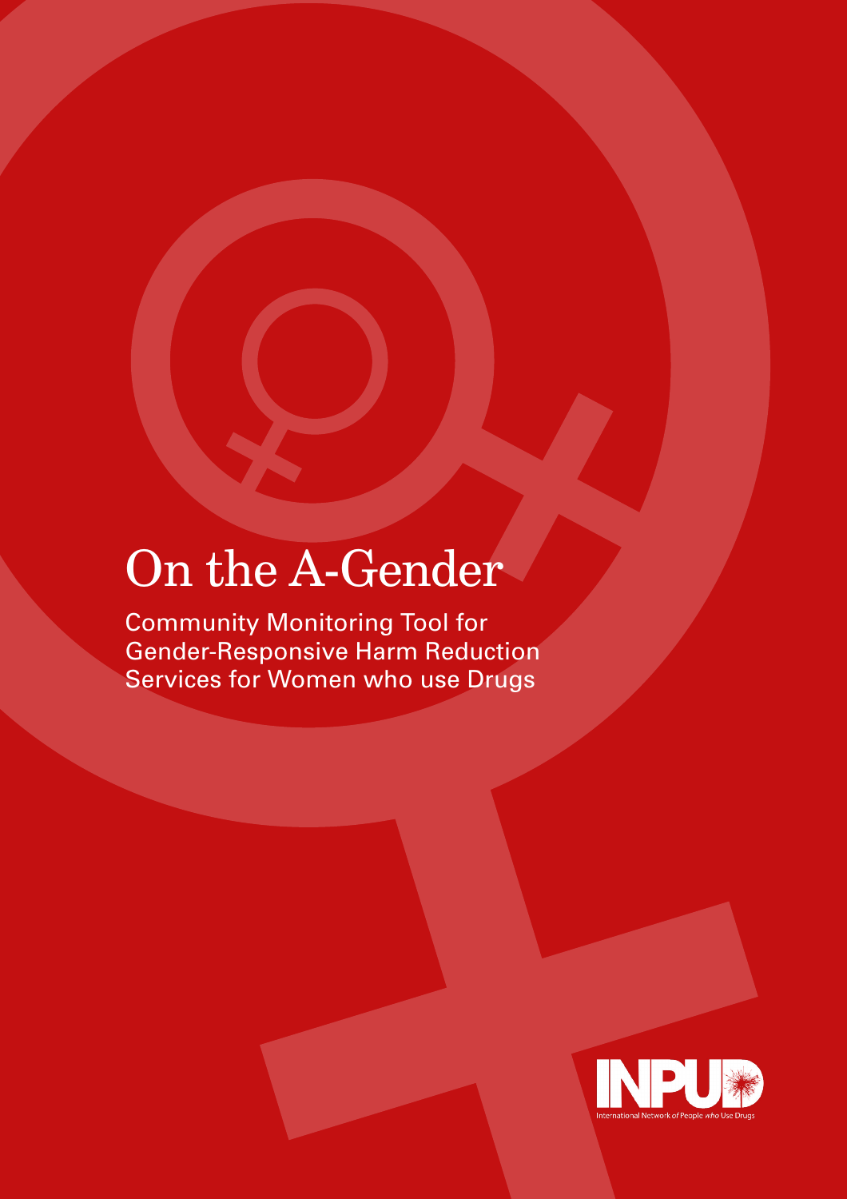# On the A-Gender

Community Monitoring Tool for Gender-Responsive Harm Reduction Services for Women who use Drugs

INPUD

International Network of People who Use Drugs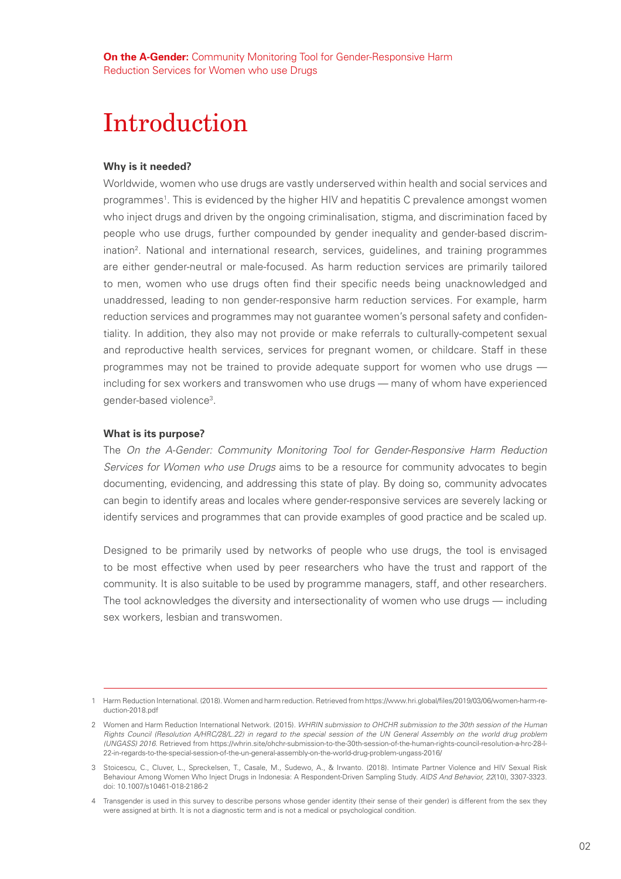# Introduction

**Why is it needed?**

Worldwide, women who use drugs are vastly underserved within health and social services and programmes[1]. This is evidenced by the higher HIV and hepatitis C prevalence amongst women who inject drugs and driven by the ongoing criminalisation, stigma, and discrimination faced by people who use drugs, further compounded by gender inequality and gender-based discrimination[2]. National and international research, services, guidelines, and training programmes are either gender-neutral or male-focused. As harm reduction services are primarily tailored to men, women who use drugs often find their specific needs being unacknowledged and unaddressed, leading to non gender-responsive harm reduction services. For example, harm reduction services and programmes may not guarantee women's personal safety and confidentiality. In addition, they also may not provide or make referrals to culturally-competent sexual and reproductive health services, services for pregnant women, or childcare. Staff in these programmes may not be trained to provide adequate support for women who use drugs — including for sex workers and transwomen who use drugs — many of whom have experienced gender-based violence[3].

**What is its purpose?**

The *On the A-Gender: Community Monitoring Tool for Gender-Responsive Harm Reduction Services for Women who use Drugs* aims to be a resource for community advocates to begin documenting, evidencing, and addressing this state of play. By doing so, community advocates can begin to identify areas and locales where gender-responsive services are severely lacking or identify services and programmes that can provide examples of good practice and be scaled up.

Designed to be primarily used by networks of people who use drugs, the tool is envisaged to be most effective when used by peer researchers who have the trust and rapport of the community. It is also suitable to be used by programme managers, staff, and other researchers. The tool acknowledges the diversity and intersectionality of women who use drugs — including sex workers, lesbian and transwomen.

---

1 Harm Reduction International. (2018). Women and harm reduction. Retrieved from https://www.hri.global/files/2019/03/06/women-harm-reduction-2018.pdf

2 Women and Harm Reduction International Network. (2015). *WHRIN submission to OHCHR submission to the 30th session of the Human Rights Council (Resolution A/HRC/28/L.22) in regard to the special session of the UN General Assembly on the world drug problem (UNGASS) 2016.* Retrieved from https://whrin.site/ohchr-submission-to-the-30th-session-of-the-human-rights-council-resolution-a-hrc-28-l-22-in-regards-to-the-special-session-of-the-un-general-assembly-on-the-world-drug-problem-ungass-2016/

3 Stoicescu, C., Cluver, L., Spreckelsen, T., Casale, M., Sudewo, A., & Irwanto. (2018). Intimate Partner Violence and HIV Sexual Risk Behaviour Among Women Who Inject Drugs in Indonesia: A Respondent-Driven Sampling Study. *AIDS And Behavior, 22*(10), 3307-3323. doi: 10.1007/s10461-018-2186-2

4 Transgender is used in this survey to describe persons whose gender identity (their sense of their gender) is different from the sex they were assigned at birth. It is not a diagnostic term and is not a medical or psychological condition.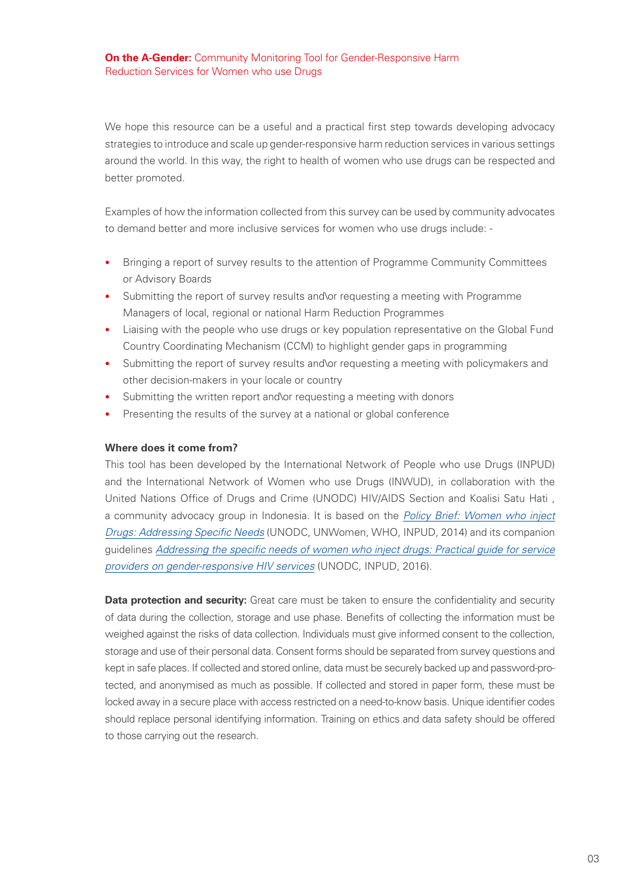We hope this resource can be a useful and a practical first step towards developing advocacy strategies to introduce and scale up gender-responsive harm reduction services in various settings around the world. In this way, the right to health of women who use drugs can be respected and better promoted.

Examples of how the information collected from this survey can be used by community advocates to demand better and more inclusive services for women who use drugs include: -

- Bringing a report of survey results to the attention of Programme Community Committees or Advisory Boards
- Submitting the report of survey results and\or requesting a meeting with Programme Managers of local, regional or national Harm Reduction Programmes
- Liaising with the people who use drugs or key population representative on the Global Fund Country Coordinating Mechanism (CCM) to highlight gender gaps in programming
- Submitting the report of survey results and\or requesting a meeting with policymakers and other decision-makers in your locale or country
- Submitting the written report and\or requesting a meeting with donors
- Presenting the results of the survey at a national or global conference

**Where does it come from?**

This tool has been developed by the International Network of People who use Drugs (INPUD) and the International Network of Women who use Drugs (INWUD), in collaboration with the United Nations Office of Drugs and Crime (UNODC) HIV/AIDS Section and Koalisi Satu Hati , a community advocacy group in Indonesia. It is based on the *Policy Brief: Women who inject Drugs: Addressing Specific Needs* (UNODC, UNWomen, WHO, INPUD, 2014) and its companion guidelines *Addressing the specific needs of women who inject drugs: Practical guide for service providers on gender-responsive HIV services* (UNODC, INPUD, 2016).

**Data protection and security:** Great care must be taken to ensure the confidentiality and security of data during the collection, storage and use phase. Benefits of collecting the information must be weighed against the risks of data collection. Individuals must give informed consent to the collection, storage and use of their personal data. Consent forms should be separated from survey questions and kept in safe places. If collected and stored online, data must be securely backed up and password-protected, and anonymised as much as possible. If collected and stored in paper form, these must be locked away in a secure place with access restricted on a need-to-know basis. Unique identifier codes should replace personal identifying information. Training on ethics and data safety should be offered to those carrying out the research.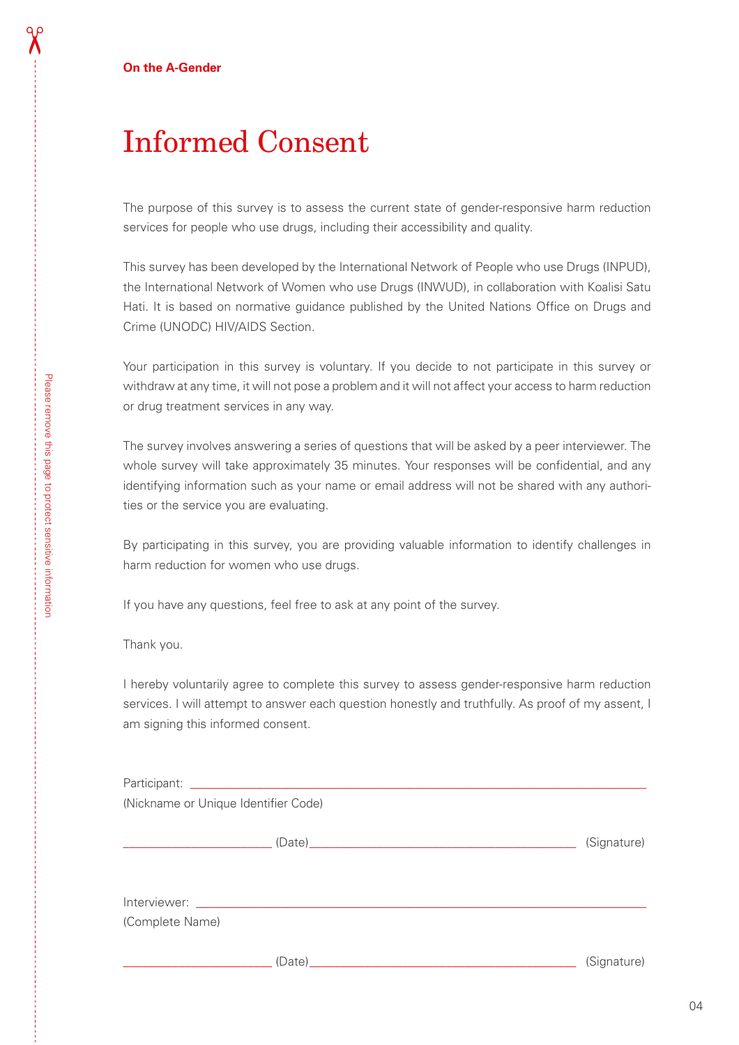**On the A-Gender**

# Informed Consent

The purpose of this survey is to assess the current state of gender-responsive harm reduction services for people who use drugs, including their accessibility and quality.

This survey has been developed by the International Network of People who use Drugs (INPUD), the International Network of Women who use Drugs (INWUD), in collaboration with Koalisi Satu Hati. It is based on normative guidance published by the United Nations Office on Drugs and Crime (UNODC) HIV/AIDS Section.

Your participation in this survey is voluntary. If you decide to not participate in this survey or withdraw at any time, it will not pose a problem and it will not affect your access to harm reduction or drug treatment services in any way.

The survey involves answering a series of questions that will be asked by a peer interviewer. The whole survey will take approximately 35 minutes. Your responses will be confidential, and any identifying information such as your name or email address will not be shared with any authorities or the service you are evaluating.

By participating in this survey, you are providing valuable information to identify challenges in harm reduction for women who use drugs.

If you have any questions, feel free to ask at any point of the survey.

Thank you.

I hereby voluntarily agree to complete this survey to assess gender-responsive harm reduction services. I will attempt to answer each question honestly and truthfully. As proof of my assent, I am signing this informed consent.

Participant: ______________________________________________
(Nickname or Unique Identifier Code)

____________________ (Date) ________________________________ (Signature)

Interviewer: ______________________________________________
(Complete Name)

____________________ (Date) ________________________________ (Signature)

Please remove this page to protect sensitive information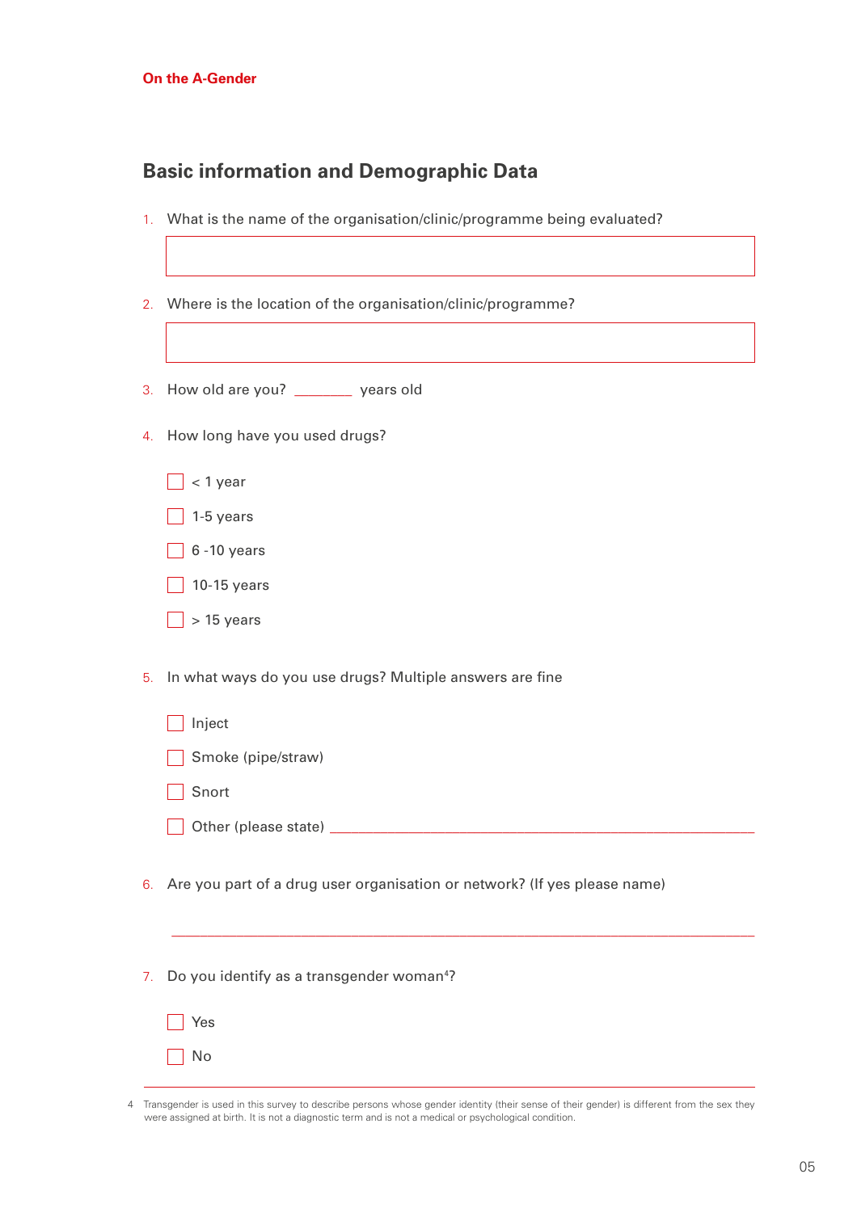## Basic information and Demographic Data

1. What is the name of the organisation/clinic/programme being evaluated?

2. Where is the location of the organisation/clinic/programme?

3. How old are you? ________ years old

4. How long have you used drugs?

   - [ ] < 1 year
   - [ ] 1-5 years
   - [ ] 6 -10 years
   - [ ] 10-15 years
   - [ ] > 15 years

5. In what ways do you use drugs? Multiple answers are fine

   - [ ] Inject
   - [ ] Smoke (pipe/straw)
   - [ ] Snort
   - [ ] Other (please state) ______________________________

6. Are you part of a drug user organisation or network? (If yes please name)

   ______________________________

7. Do you identify as a transgender woman[4]?

   - [ ] Yes
   - [ ] No

---

4 Transgender is used in this survey to describe persons whose gender identity (their sense of their gender) is different from the sex they were assigned at birth. It is not a diagnostic term and is not a medical or psychological condition.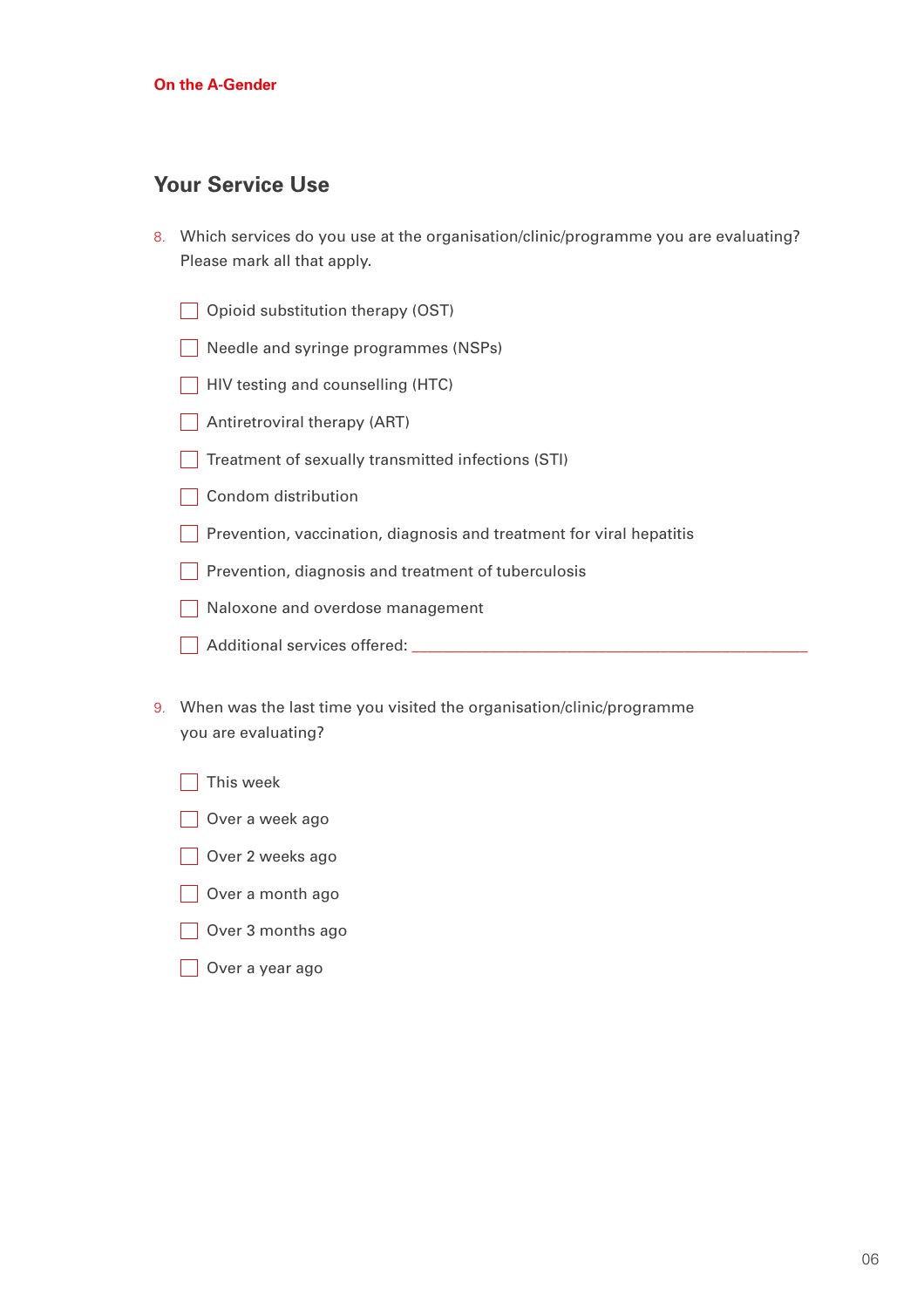## Your Service Use

8. Which services do you use at the organisation/clinic/programme you are evaluating? Please mark all that apply.

- [ ] Opioid substitution therapy (OST)
- [ ] Needle and syringe programmes (NSPs)
- [ ] HIV testing and counselling (HTC)
- [ ] Antiretroviral therapy (ART)
- [ ] Treatment of sexually transmitted infections (STI)
- [ ] Condom distribution
- [ ] Prevention, vaccination, diagnosis and treatment for viral hepatitis
- [ ] Prevention, diagnosis and treatment of tuberculosis
- [ ] Naloxone and overdose management
- [ ] Additional services offered: ______________________________

9. When was the last time you visited the organisation/clinic/programme you are evaluating?

- [ ] This week
- [ ] Over a week ago
- [ ] Over 2 weeks ago
- [ ] Over a month ago
- [ ] Over 3 months ago
- [ ] Over a year ago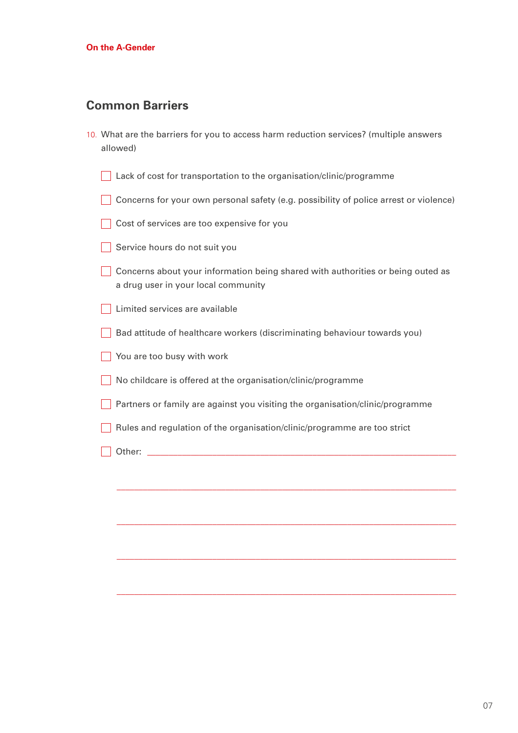## Common Barriers

10. What are the barriers for you to access harm reduction services? (multiple answers allowed)

- [ ] Lack of cost for transportation to the organisation/clinic/programme
- [ ] Concerns for your own personal safety (e.g. possibility of police arrest or violence)
- [ ] Cost of services are too expensive for you
- [ ] Service hours do not suit you
- [ ] Concerns about your information being shared with authorities or being outed as a drug user in your local community
- [ ] Limited services are available
- [ ] Bad attitude of healthcare workers (discriminating behaviour towards you)
- [ ] You are too busy with work
- [ ] No childcare is offered at the organisation/clinic/programme
- [ ] Partners or family are against you visiting the organisation/clinic/programme
- [ ] Rules and regulation of the organisation/clinic/programme are too strict
- [ ] Other: ________________________________________

________________________________________

________________________________________

________________________________________

________________________________________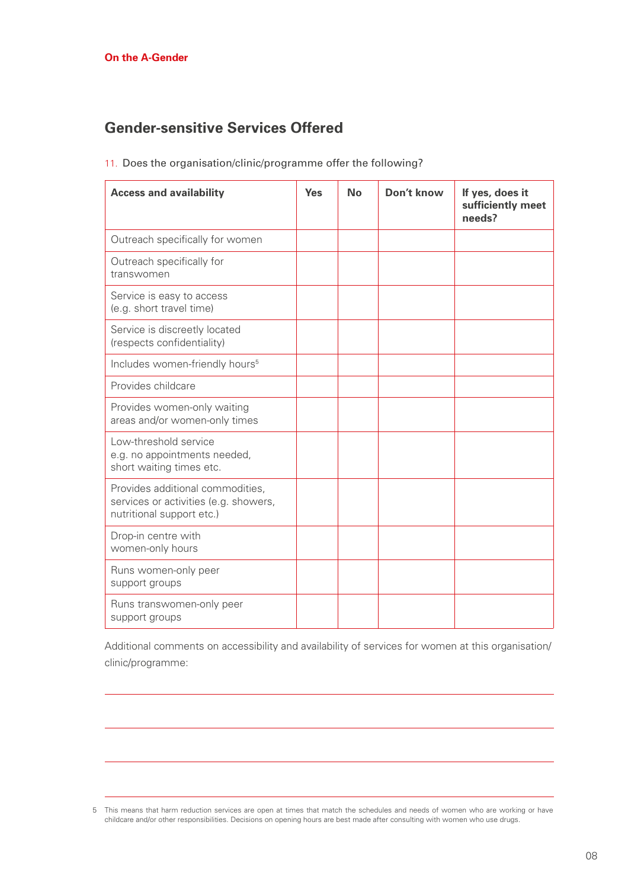## Gender-sensitive Services Offered

11. Does the organisation/clinic/programme offer the following?

| Access and availability | Yes | No | Don't know | If yes, does it sufficiently meet needs? |
|---|---|---|---|---|
| Outreach specifically for women | | | | |
| Outreach specifically for transwomen | | | | |
| Service is easy to access (e.g. short travel time) | | | | |
| Service is discreetly located (respects confidentiality) | | | | |
| Includes women-friendly hours[5] | | | | |
| Provides childcare | | | | |
| Provides women-only waiting areas and/or women-only times | | | | |
| Low-threshold service e.g. no appointments needed, short waiting times etc. | | | | |
| Provides additional commodities, services or activities (e.g. showers, nutritional support etc.) | | | | |
| Drop-in centre with women-only hours | | | | |
| Runs women-only peer support groups | | | | |
| Runs transwomen-only peer support groups | | | | |

Additional comments on accessibility and availability of services for women at this organisation/clinic/programme:

______________________________________________

______________________________________________

______________________________________________

______________________________________________

5 This means that harm reduction services are open at times that match the schedules and needs of women who are working or have childcare and/or other responsibilities. Decisions on opening hours are best made after consulting with women who use drugs.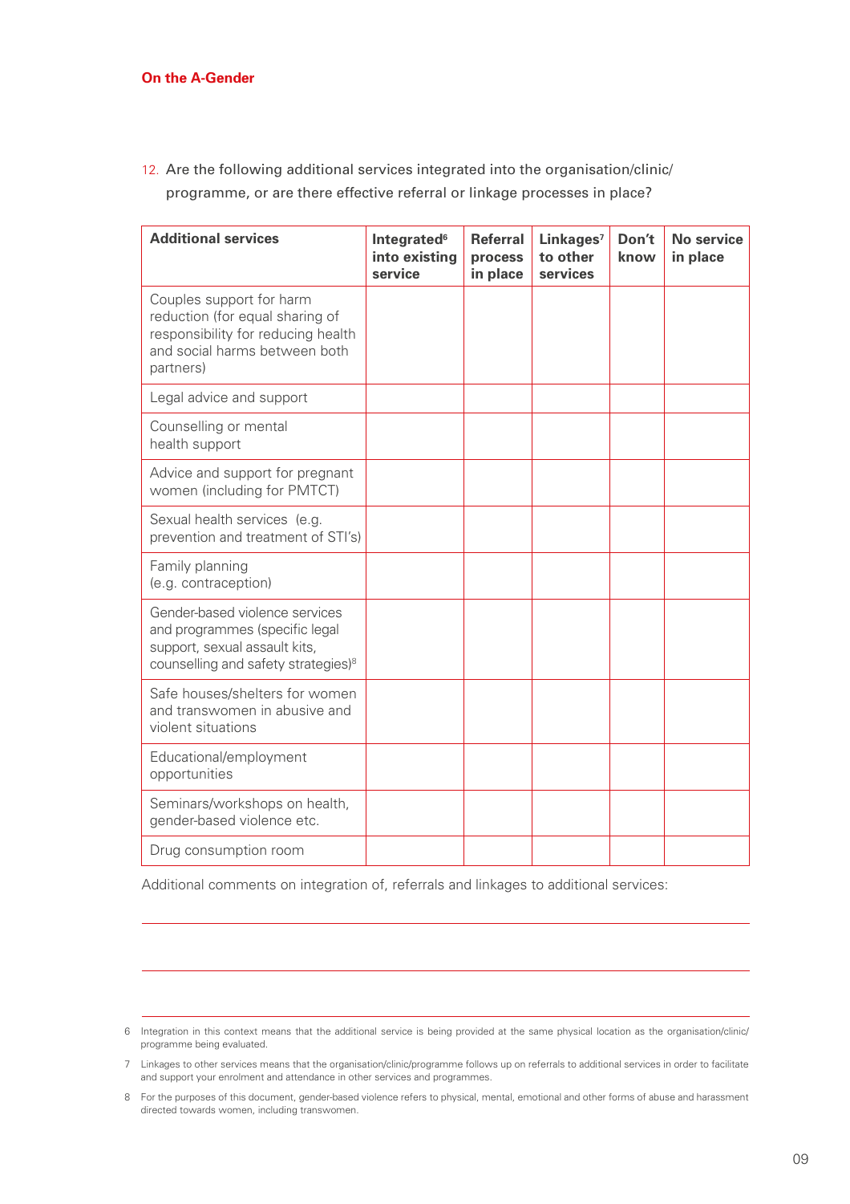12. Are the following additional services integrated into the organisation/clinic/programme, or are there effective referral or linkage processes in place?

| Additional services | Integrated[6] into existing service | Referral process in place | Linkages[7] to other services | Don't know | No service in place |
|---|---|---|---|---|---|
| Couples support for harm reduction (for equal sharing of responsibility for reducing health and social harms between both partners) | | | | | |
| Legal advice and support | | | | | |
| Counselling or mental health support | | | | | |
| Advice and support for pregnant women (including for PMTCT) | | | | | |
| Sexual health services (e.g. prevention and treatment of STI's) | | | | | |
| Family planning (e.g. contraception) | | | | | |
| Gender-based violence services and programmes (specific legal support, sexual assault kits, counselling and safety strategies)[8] | | | | | |
| Safe houses/shelters for women and transwomen in abusive and violent situations | | | | | |
| Educational/employment opportunities | | | | | |
| Seminars/workshops on health, gender-based violence etc. | | | | | |
| Drug consumption room | | | | | |

Additional comments on integration of, referrals and linkages to additional services:

6 Integration in this context means that the additional service is being provided at the same physical location as the organisation/clinic/programme being evaluated.

7 Linkages to other services means that the organisation/clinic/programme follows up on referrals to additional services in order to facilitate and support your enrolment and attendance in other services and programmes.

8 For the purposes of this document, gender-based violence refers to physical, mental, emotional and other forms of abuse and harassment directed towards women, including transwomen.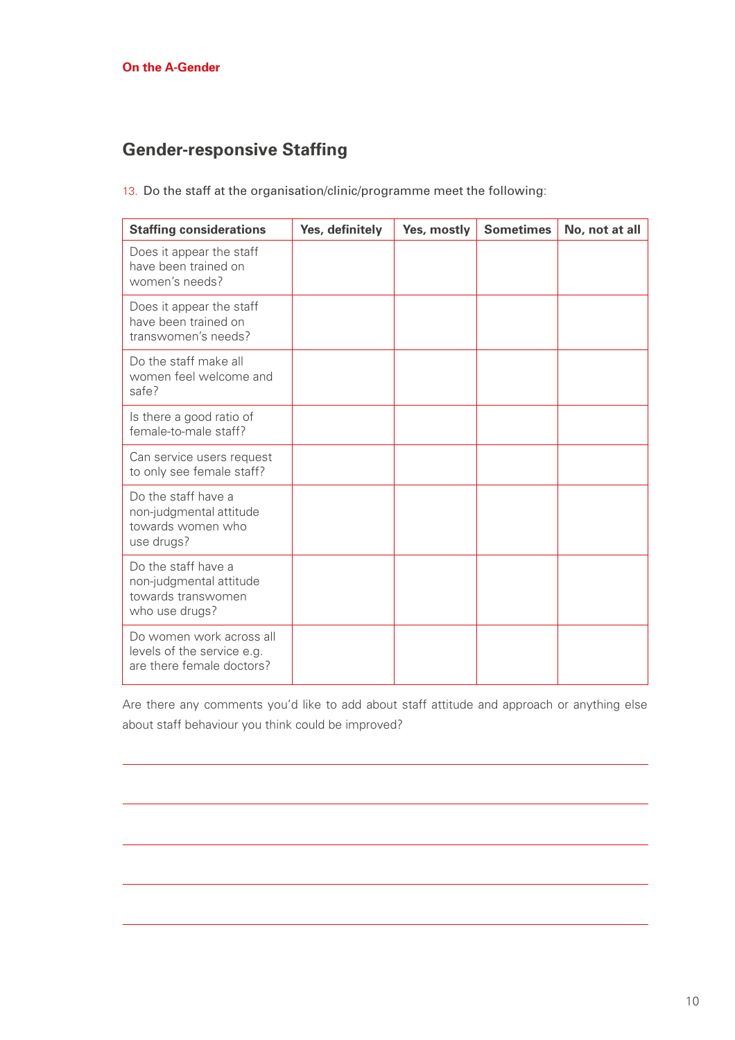## Gender-responsive Staffing

13. Do the staff at the organisation/clinic/programme meet the following:

| Staffing considerations | Yes, definitely | Yes, mostly | Sometimes | No, not at all |
|---|---|---|---|---|
| Does it appear the staff have been trained on women's needs? | | | | |
| Does it appear the staff have been trained on transwomen's needs? | | | | |
| Do the staff make all women feel welcome and safe? | | | | |
| Is there a good ratio of female-to-male staff? | | | | |
| Can service users request to only see female staff? | | | | |
| Do the staff have a non-judgmental attitude towards women who use drugs? | | | | |
| Do the staff have a non-judgmental attitude towards transwomen who use drugs? | | | | |
| Do women work across all levels of the service e.g. are there female doctors? | | | | |

Are there any comments you'd like to add about staff attitude and approach or anything else about staff behaviour you think could be improved?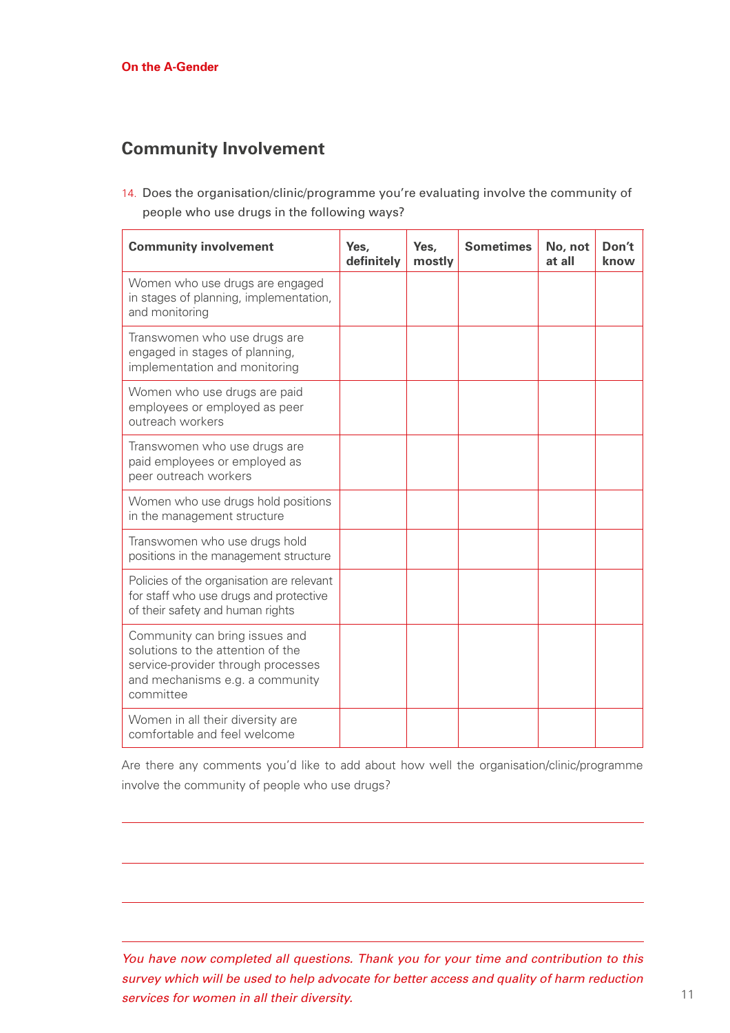## Community Involvement

14. Does the organisation/clinic/programme you're evaluating involve the community of people who use drugs in the following ways?

| Community involvement | Yes, definitely | Yes, mostly | Sometimes | No, not at all | Don't know |
|---|---|---|---|---|---|
| Women who use drugs are engaged in stages of planning, implementation, and monitoring | | | | | |
| Transwomen who use drugs are engaged in stages of planning, implementation and monitoring | | | | | |
| Women who use drugs are paid employees or employed as peer outreach workers | | | | | |
| Transwomen who use drugs are paid employees or employed as peer outreach workers | | | | | |
| Women who use drugs hold positions in the management structure | | | | | |
| Transwomen who use drugs hold positions in the management structure | | | | | |
| Policies of the organisation are relevant for staff who use drugs and protective of their safety and human rights | | | | | |
| Community can bring issues and solutions to the attention of the service-provider through processes and mechanisms e.g. a community committee | | | | | |
| Women in all their diversity are comfortable and feel welcome | | | | | |

Are there any comments you'd like to add about how well the organisation/clinic/programme involve the community of people who use drugs?

_______________________________________________

_______________________________________________

_______________________________________________

*You have now completed all questions. Thank you for your time and contribution to this survey which will be used to help advocate for better access and quality of harm reduction services for women in all their diversity.*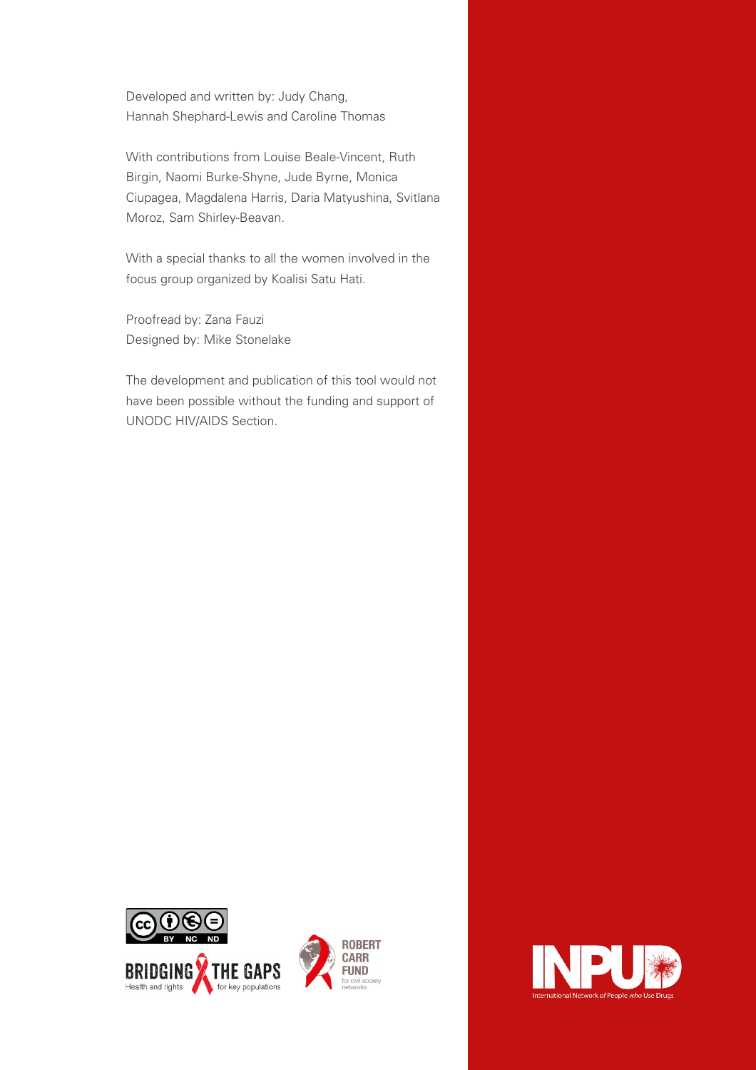Developed and written by: Judy Chang, Hannah Shephard-Lewis and Caroline Thomas

With contributions from Louise Beale-Vincent, Ruth Birgin, Naomi Burke-Shyne, Jude Byrne, Monica Ciupagea, Magdalena Harris, Daria Matyushina, Svitlana Moroz, Sam Shirley-Beavan.

With a special thanks to all the women involved in the focus group organized by Koalisi Satu Hati.

Proofread by: Zana Fauzi
Designed by: Mike Stonelake

The development and publication of this tool would not have been possible without the funding and support of UNODC HIV/AIDS Section.

BY NC ND

BRIDGING THE GAPS
Health and rights for key populations

ROBERT CARR FUND
for civil society networks

INPUD
International Network of People who Use Drugs